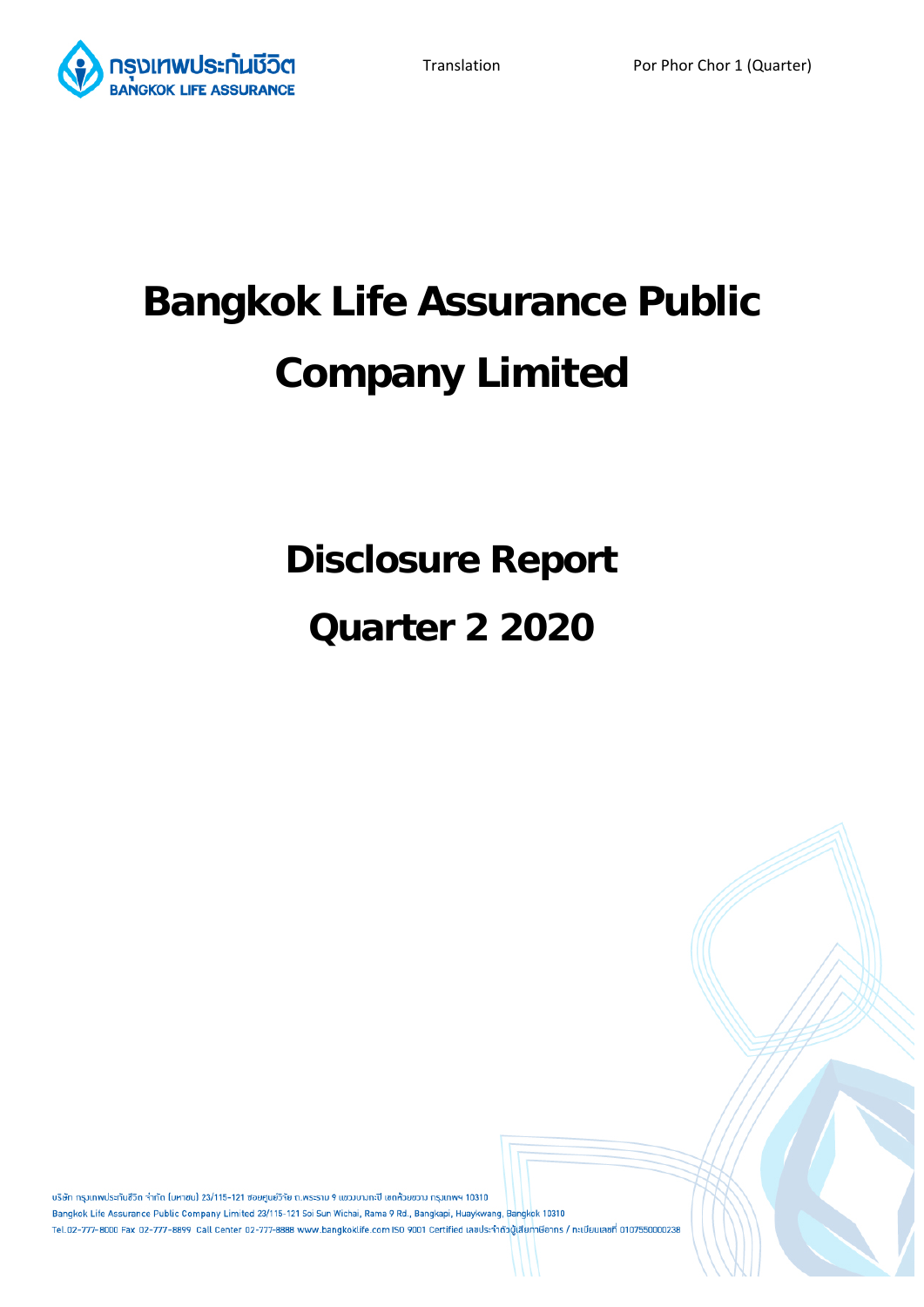Translation

Por Phor Chor 1 (Quarter)

# Bangkok Life Assurance Public Company Limited

## Disclosure Report

## Quarter 2 2020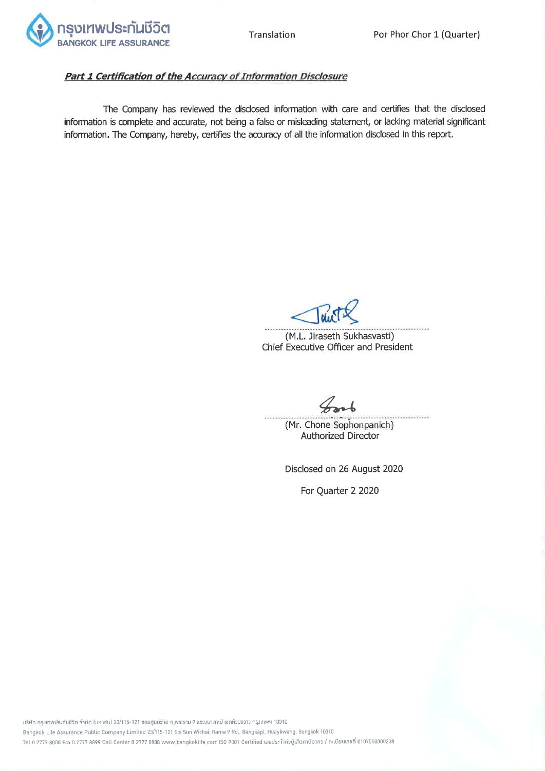Translation

Por Phor Chor 1 (Quarter)

***Part 1 Certification of the Accuracy of Information Disclosure***

The Company has reviewed the disclosed information with care and certifies that the disclosed information is complete and accurate, not being a false or misleading statement, or lacking material significant information. The Company, hereby, certifies the accuracy of all the information disclosed in this report.

(M.L. Jiraseth Sukhasvasti)
Chief Executive Officer and President

(Mr. Chone Sophonpanich)
Authorized Director

Disclosed on 26 August 2020

For Quarter 2 2020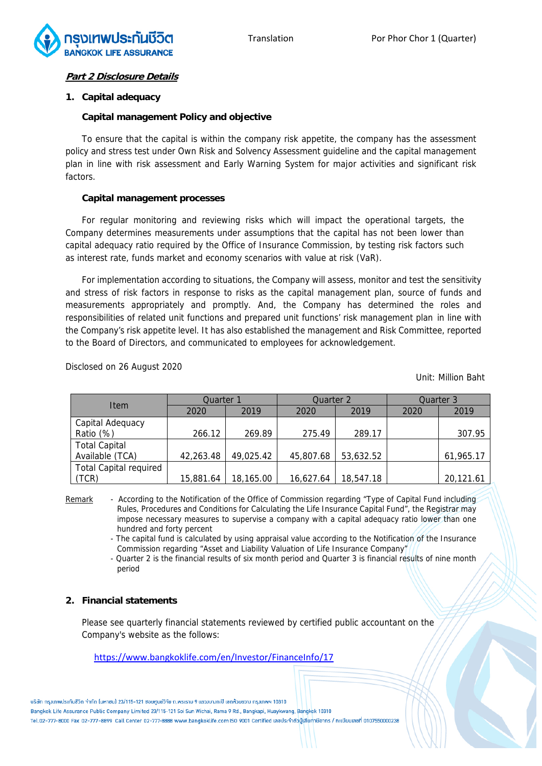***Part 2 Disclosure Details***

## 1. Capital adequacy

### Capital management Policy and objective

To ensure that the capital is within the company risk appetite, the company has the assessment policy and stress test under Own Risk and Solvency Assessment guideline and the capital management plan in line with risk assessment and Early Warning System for major activities and significant risk factors.

### Capital management processes

For regular monitoring and reviewing risks which will impact the operational targets, the Company determines measurements under assumptions that the capital has not been lower than capital adequacy ratio required by the Office of Insurance Commission, by testing risk factors such as interest rate, funds market and economy scenarios with value at risk (VaR).

For implementation according to situations, the Company will assess, monitor and test the sensitivity and stress of risk factors in response to risks as the capital management plan, source of funds and measurements appropriately and promptly. And, the Company has determined the roles and responsibilities of related unit functions and prepared unit functions' risk management plan in line with the Company's risk appetite level. It has also established the management and Risk Committee, reported to the Board of Directors, and communicated to employees for acknowledgement.

Disclosed on 26 August 2020

Unit: Million Baht

| Item | Quarter 1 | | Quarter 2 | | Quarter 3 | |
|---|---|---|---|---|---|---|
| | 2020 | 2019 | 2020 | 2019 | 2020 | 2019 |
| Capital Adequacy Ratio (%) | 266.12 | 269.89 | 275.49 | 289.17 | | 307.95 |
| Total Capital Available (TCA) | 42,263.48 | 49,025.42 | 45,807.68 | 53,632.52 | | 61,965.17 |
| Total Capital required (TCR) | 15,881.64 | 18,165.00 | 16,627.64 | 18,547.18 | | 20,121.61 |

Remark
- According to the Notification of the Office of Commission regarding "Type of Capital Fund including Rules, Procedures and Conditions for Calculating the Life Insurance Capital Fund", the Registrar may impose necessary measures to supervise a company with a capital adequacy ratio lower than one hundred and forty percent
- The capital fund is calculated by using appraisal value according to the Notification of the Insurance Commission regarding "Asset and Liability Valuation of Life Insurance Company"
- Quarter 2 is the financial results of six month period and Quarter 3 is financial results of nine month period

## 2. Financial statements

Please see quarterly financial statements reviewed by certified public accountant on the Company's website as the follows:

https://www.bangkoklife.com/en/Investor/FinanceInfo/17